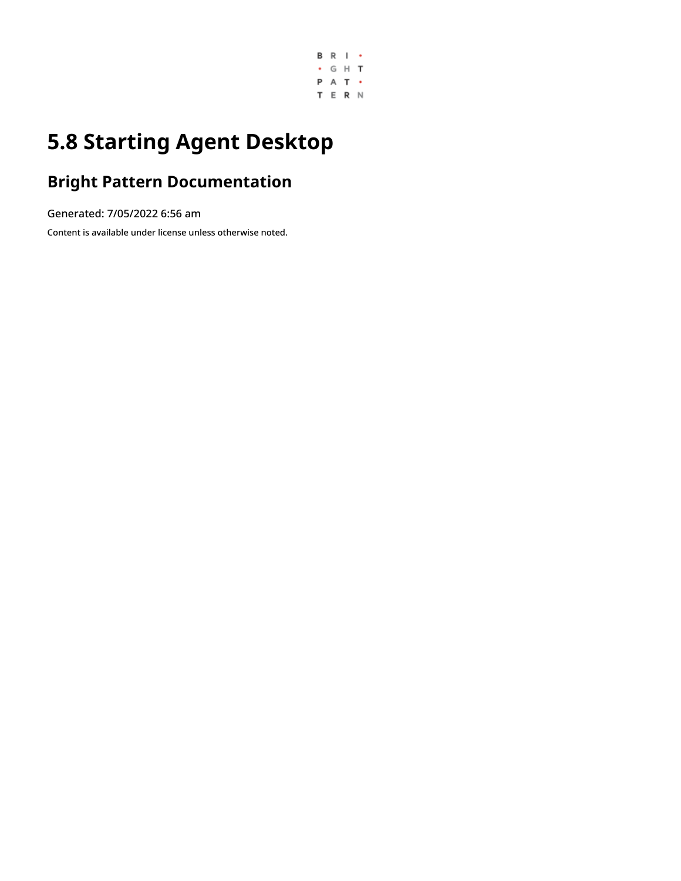# 5.8 Starting Agent Desktop

## Bright Pattern Documentation

Generated: 7/05/2022 6:56 am

Content is available under license unless otherwise noted.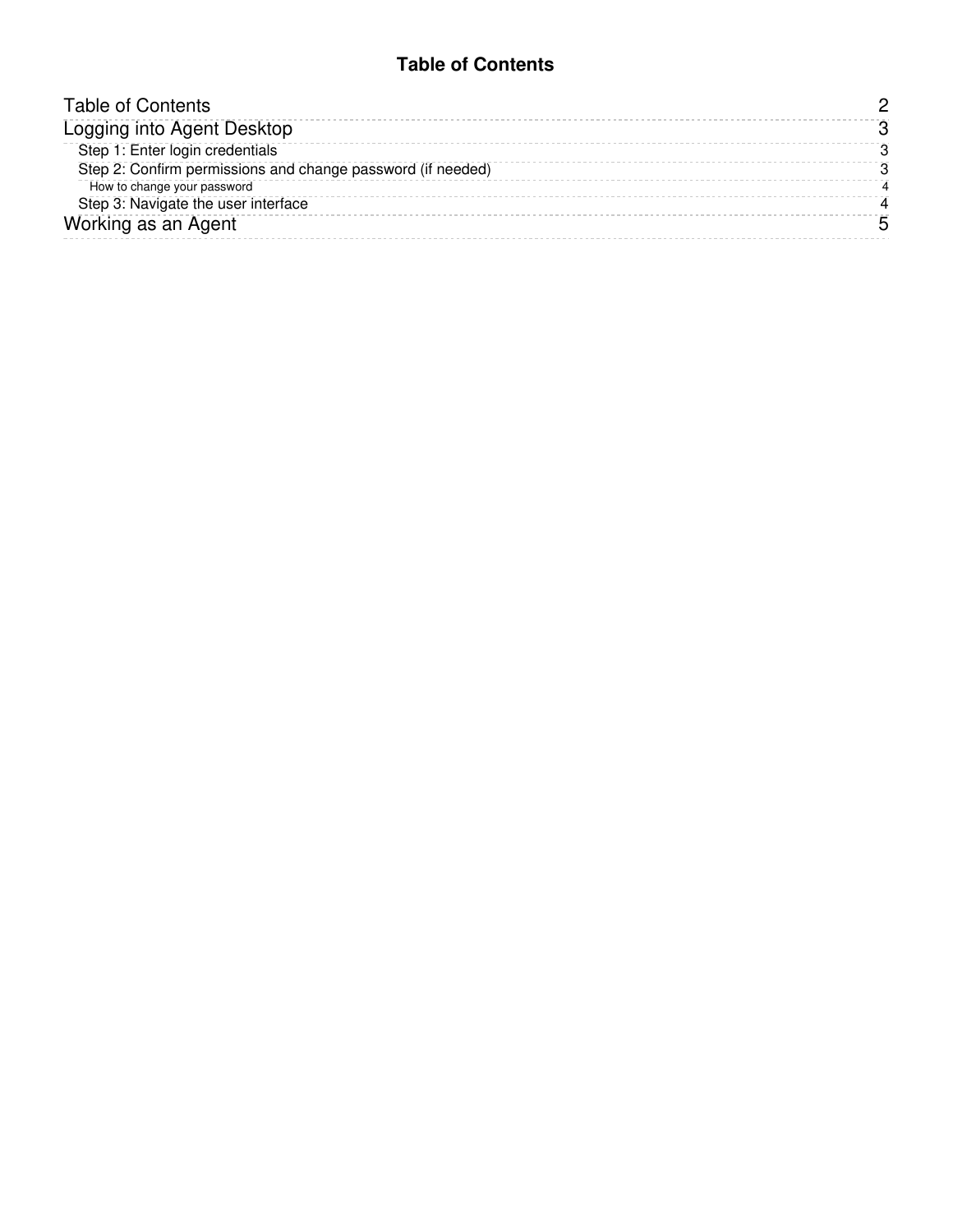# Table of Contents

| | |
|---|---|
| Table of Contents | 2 |
| Logging into Agent Desktop | 3 |
| Step 1: Enter login credentials | 3 |
| Step 2: Confirm permissions and change password (if needed) | 3 |
| How to change your password | 4 |
| Step 3: Navigate the user interface | 4 |
| Working as an Agent | 5 |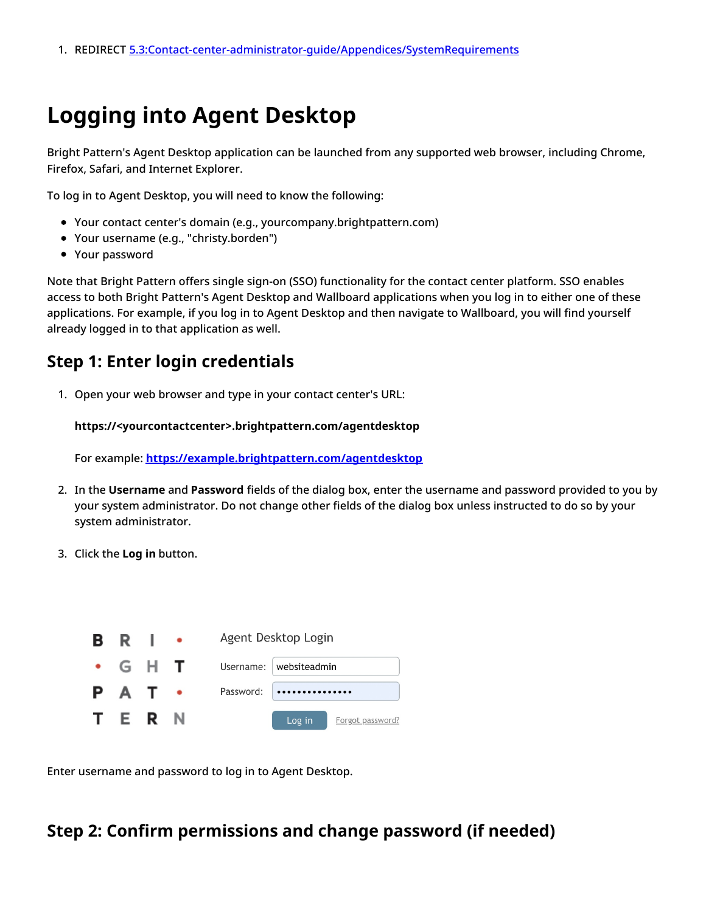1. REDIRECT [5.3:Contact-center-administrator-guide/Appendices/SystemRequirements](5.3:Contact-center-administrator-guide/Appendices/SystemRequirements)

# Logging into Agent Desktop

Bright Pattern's Agent Desktop application can be launched from any supported web browser, including Chrome, Firefox, Safari, and Internet Explorer.

To log in to Agent Desktop, you will need to know the following:

- Your contact center's domain (e.g., yourcompany.brightpattern.com)
- Your username (e.g., "christy.borden")
- Your password

Note that Bright Pattern offers single sign-on (SSO) functionality for the contact center platform. SSO enables access to both Bright Pattern's Agent Desktop and Wallboard applications when you log in to either one of these applications. For example, if you log in to Agent Desktop and then navigate to Wallboard, you will find yourself already logged in to that application as well.

## Step 1: Enter login credentials

1. Open your web browser and type in your contact center's URL:

   **https://<yourcontactcenter>.brightpattern.com/agentdesktop**

   For example: **[https://example.brightpattern.com/agentdesktop](https://example.brightpattern.com/agentdesktop)**

2. In the **Username** and **Password** fields of the dialog box, enter the username and password provided to you by your system administrator. Do not change other fields of the dialog box unless instructed to do so by your system administrator.

3. Click the **Log in** button.

Enter username and password to log in to Agent Desktop.

## Step 2: Confirm permissions and change password (if needed)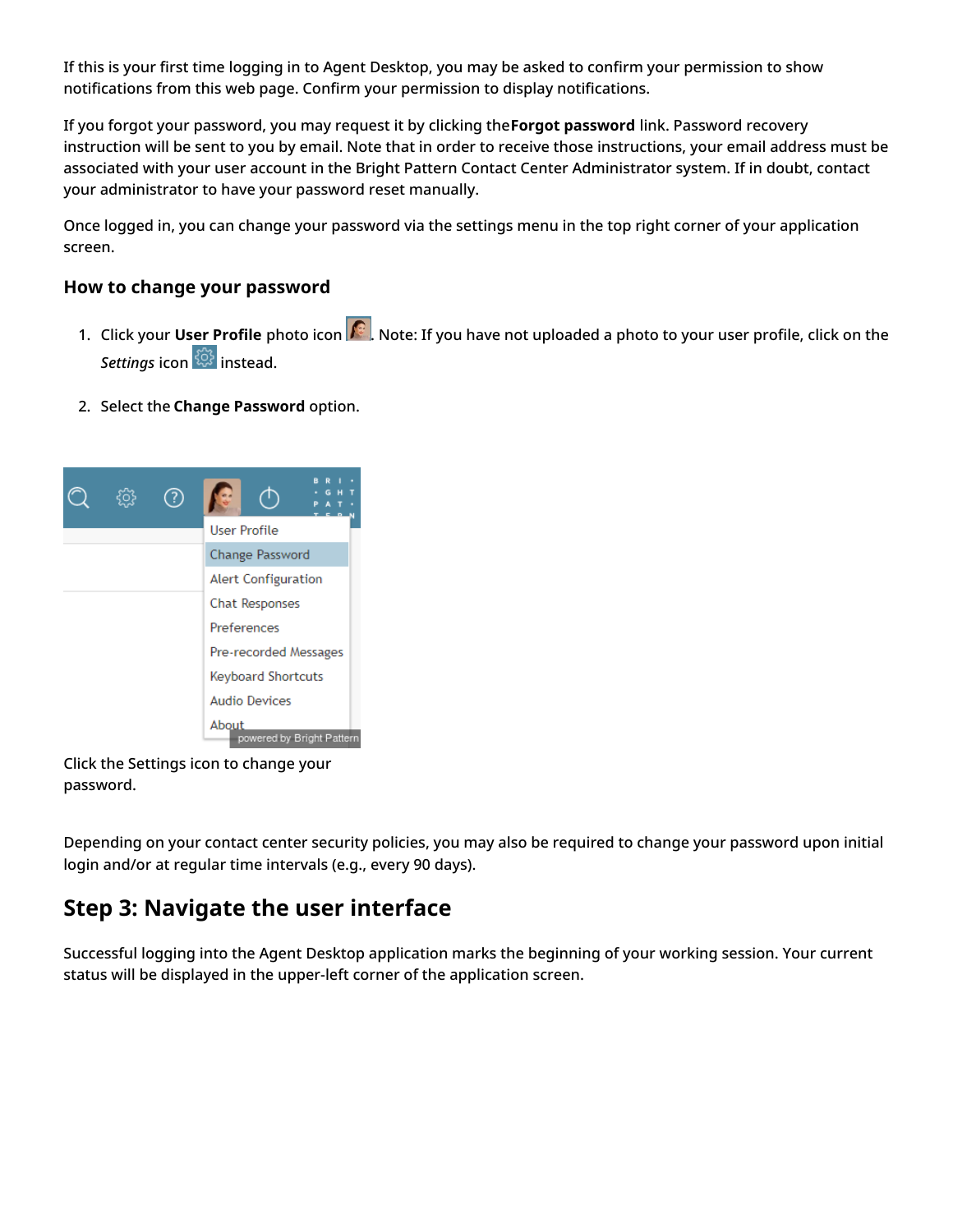If this is your first time logging in to Agent Desktop, you may be asked to confirm your permission to show notifications from this web page. Confirm your permission to display notifications.

If you forgot your password, you may request it by clicking the **Forgot password** link. Password recovery instruction will be sent to you by email. Note that in order to receive those instructions, your email address must be associated with your user account in the Bright Pattern Contact Center Administrator system. If in doubt, contact your administrator to have your password reset manually.

Once logged in, you can change your password via the settings menu in the top right corner of your application screen.

### How to change your password

1. Click your **User Profile** photo icon . Note: If you have not uploaded a photo to your user profile, click on the *Settings* icon  instead.
2. Select the **Change Password** option.

Click the Settings icon to change your password.

Depending on your contact center security policies, you may also be required to change your password upon initial login and/or at regular time intervals (e.g., every 90 days).

## Step 3: Navigate the user interface

Successful logging into the Agent Desktop application marks the beginning of your working session. Your current status will be displayed in the upper-left corner of the application screen.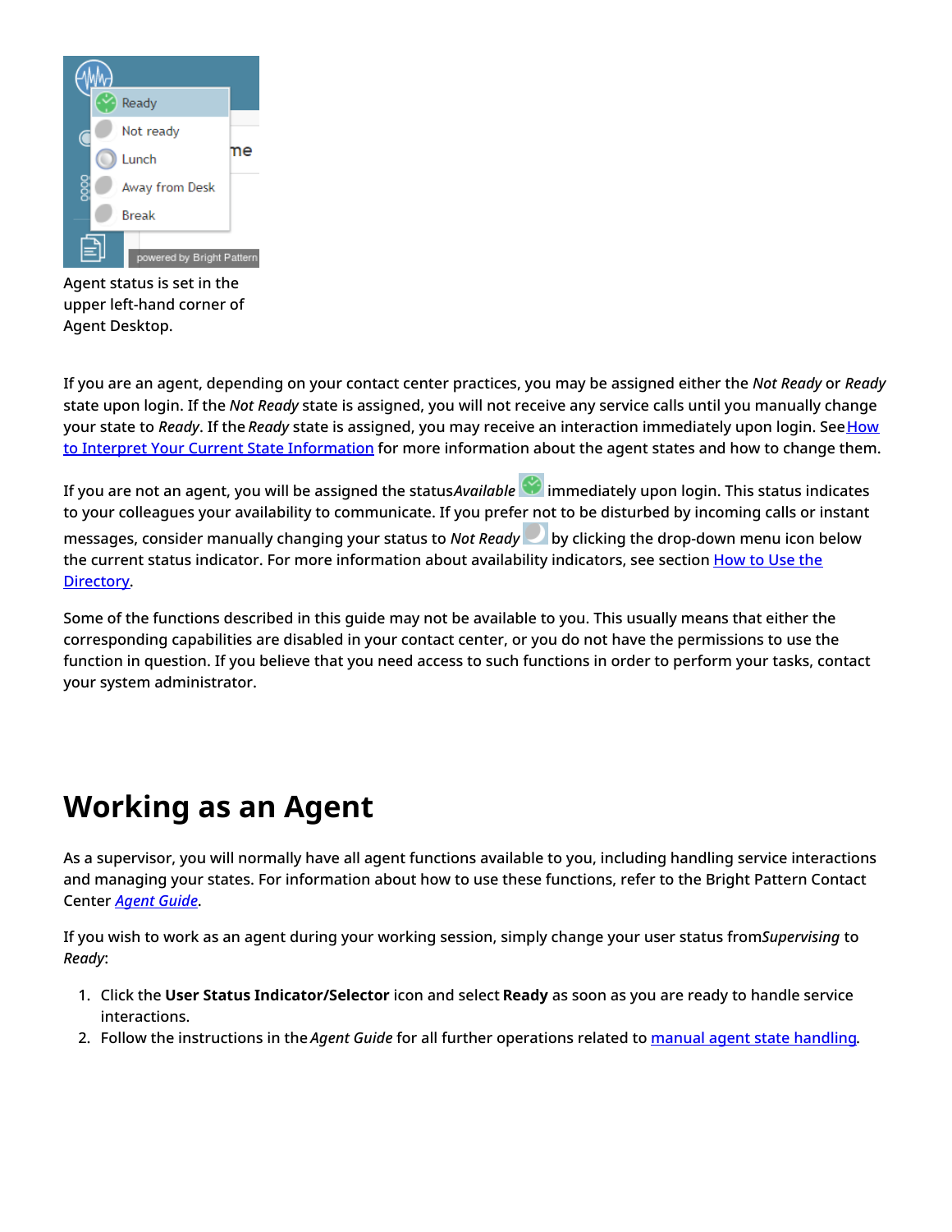Agent status is set in the upper left-hand corner of Agent Desktop.

If you are an agent, depending on your contact center practices, you may be assigned either the *Not Ready* or *Ready* state upon login. If the *Not Ready* state is assigned, you will not receive any service calls until you manually change your state to *Ready*. If the *Ready* state is assigned, you may receive an interaction immediately upon login. See How to Interpret Your Current State Information for more information about the agent states and how to change them.

If you are not an agent, you will be assigned the status *Available* immediately upon login. This status indicates to your colleagues your availability to communicate. If you prefer not to be disturbed by incoming calls or instant messages, consider manually changing your status to *Not Ready* by clicking the drop-down menu icon below the current status indicator. For more information about availability indicators, see section How to Use the Directory.

Some of the functions described in this guide may not be available to you. This usually means that either the corresponding capabilities are disabled in your contact center, or you do not have the permissions to use the function in question. If you believe that you need access to such functions in order to perform your tasks, contact your system administrator.

# Working as an Agent

As a supervisor, you will normally have all agent functions available to you, including handling service interactions and managing your states. For information about how to use these functions, refer to the Bright Pattern Contact Center *Agent Guide*.

If you wish to work as an agent during your working session, simply change your user status from *Supervising* to *Ready*:

1. Click the **User Status Indicator/Selector** icon and select **Ready** as soon as you are ready to handle service interactions.
2. Follow the instructions in the *Agent Guide* for all further operations related to manual agent state handling.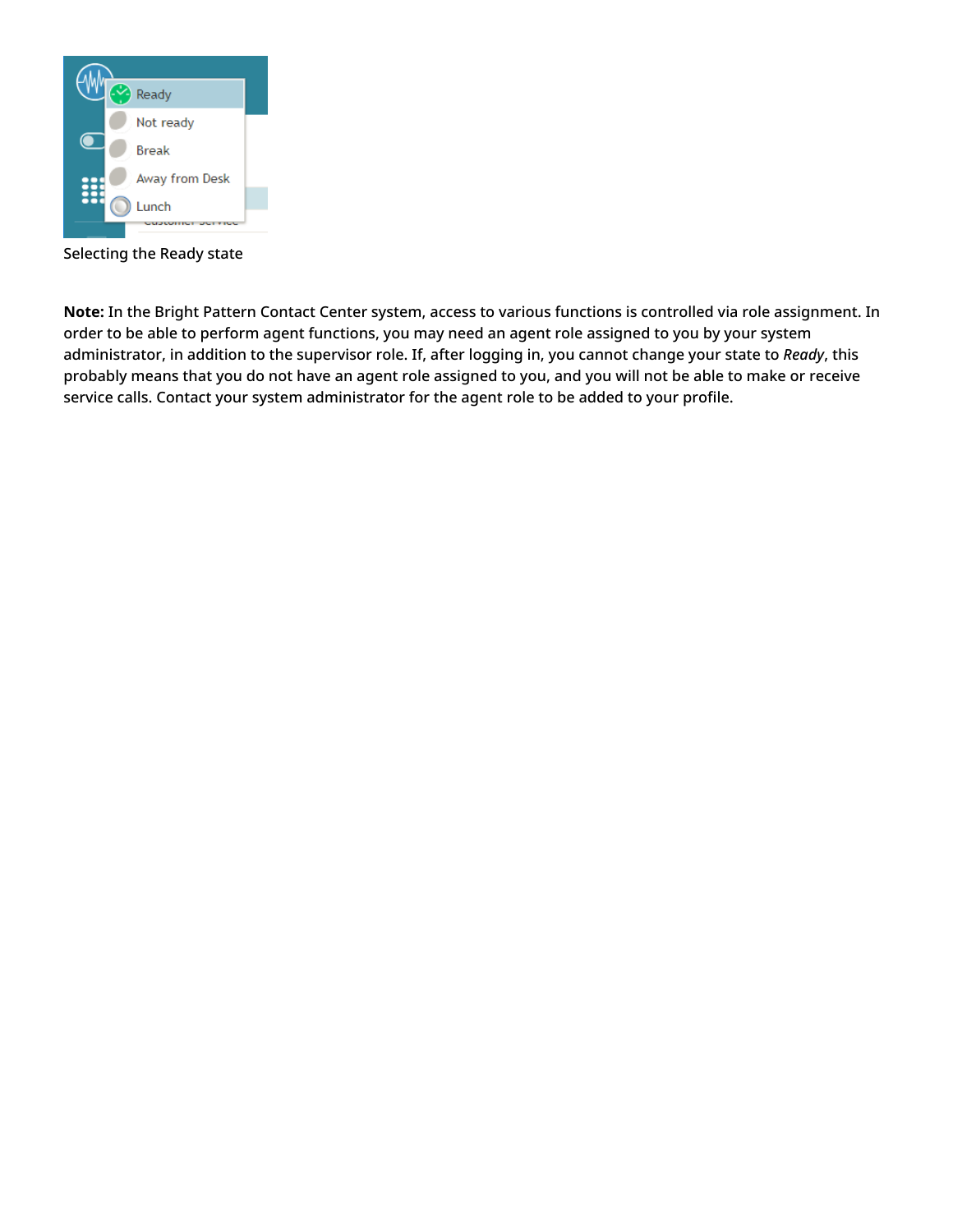Selecting the Ready state

**Note:** In the Bright Pattern Contact Center system, access to various functions is controlled via role assignment. In order to be able to perform agent functions, you may need an agent role assigned to you by your system administrator, in addition to the supervisor role. If, after logging in, you cannot change your state to *Ready*, this probably means that you do not have an agent role assigned to you, and you will not be able to make or receive service calls. Contact your system administrator for the agent role to be added to your profile.